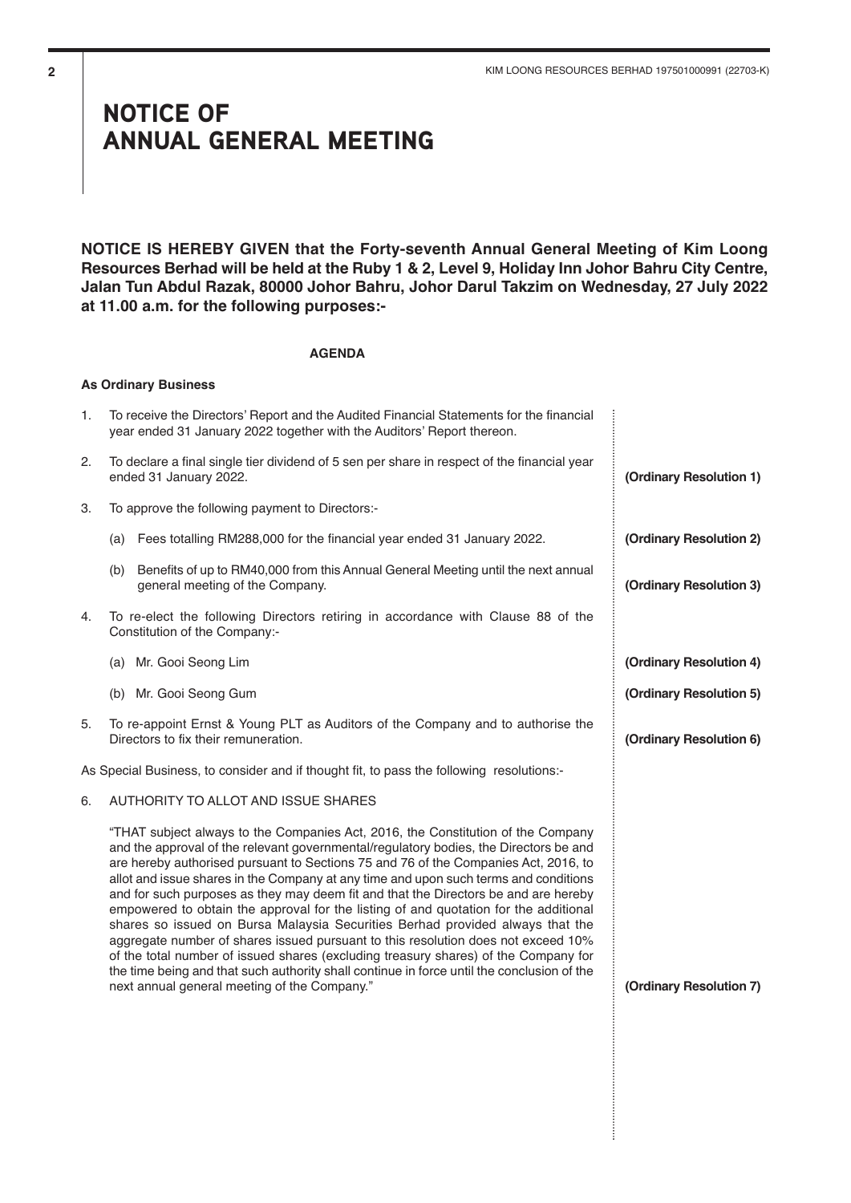# NOTICE OF ANNUAL GENERAL MEETING

**NOTICE IS HEREBY GIVEN that the Forty-seventh Annual General Meeting of Kim Loong Resources Berhad will be held at the Ruby 1 & 2, Level 9, Holiday Inn Johor Bahru City Centre, Jalan Tun Abdul Razak, 80000 Johor Bahru, Johor Darul Takzim on Wednesday, 27 July 2022 at 11.00 a.m. for the following purposes:-**

**AGENDA**

**As Ordinary Business**

1. To receive the Directors' Report and the Audited Financial Statements for the financial year ended 31 January 2022 together with the Auditors' Report thereon.

2. To declare a final single tier dividend of 5 sen per share in respect of the financial year ended 31 January 2022. **(Ordinary Resolution 1)**

3. To approve the following payment to Directors:-

   (a) Fees totalling RM288,000 for the financial year ended 31 January 2022. **(Ordinary Resolution 2)**

   (b) Benefits of up to RM40,000 from this Annual General Meeting until the next annual general meeting of the Company. **(Ordinary Resolution 3)**

4. To re-elect the following Directors retiring in accordance with Clause 88 of the Constitution of the Company:-

   (a) Mr. Gooi Seong Lim **(Ordinary Resolution 4)**

   (b) Mr. Gooi Seong Gum **(Ordinary Resolution 5)**

5. To re-appoint Ernst & Young PLT as Auditors of the Company and to authorise the Directors to fix their remuneration. **(Ordinary Resolution 6)**

As Special Business, to consider and if thought fit, to pass the following resolutions:-

6. AUTHORITY TO ALLOT AND ISSUE SHARES

   "THAT subject always to the Companies Act, 2016, the Constitution of the Company and the approval of the relevant governmental/regulatory bodies, the Directors be and are hereby authorised pursuant to Sections 75 and 76 of the Companies Act, 2016, to allot and issue shares in the Company at any time and upon such terms and conditions and for such purposes as they may deem fit and that the Directors be and are hereby empowered to obtain the approval for the listing of and quotation for the additional shares so issued on Bursa Malaysia Securities Berhad provided always that the aggregate number of shares issued pursuant to this resolution does not exceed 10% of the total number of issued shares (excluding treasury shares) of the Company for the time being and that such authority shall continue in force until the conclusion of the next annual general meeting of the Company." **(Ordinary Resolution 7)**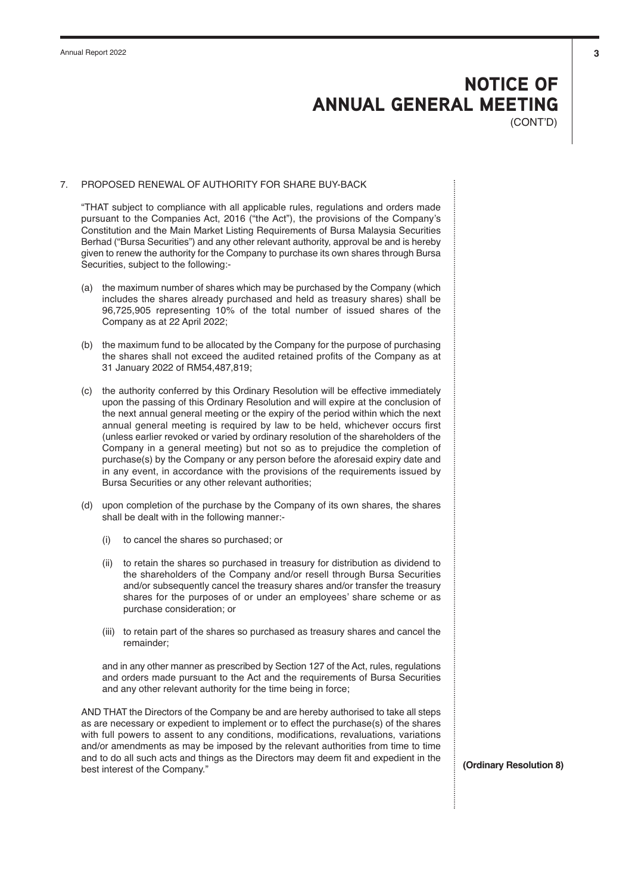# NOTICE OF ANNUAL GENERAL MEETING

(CONT'D)

7. PROPOSED RENEWAL OF AUTHORITY FOR SHARE BUY-BACK

"THAT subject to compliance with all applicable rules, regulations and orders made pursuant to the Companies Act, 2016 ("the Act"), the provisions of the Company's Constitution and the Main Market Listing Requirements of Bursa Malaysia Securities Berhad ("Bursa Securities") and any other relevant authority, approval be and is hereby given to renew the authority for the Company to purchase its own shares through Bursa Securities, subject to the following:-

(a) the maximum number of shares which may be purchased by the Company (which includes the shares already purchased and held as treasury shares) shall be 96,725,905 representing 10% of the total number of issued shares of the Company as at 22 April 2022;

(b) the maximum fund to be allocated by the Company for the purpose of purchasing the shares shall not exceed the audited retained profits of the Company as at 31 January 2022 of RM54,487,819;

(c) the authority conferred by this Ordinary Resolution will be effective immediately upon the passing of this Ordinary Resolution and will expire at the conclusion of the next annual general meeting or the expiry of the period within which the next annual general meeting is required by law to be held, whichever occurs first (unless earlier revoked or varied by ordinary resolution of the shareholders of the Company in a general meeting) but not so as to prejudice the completion of purchase(s) by the Company or any person before the aforesaid expiry date and in any event, in accordance with the provisions of the requirements issued by Bursa Securities or any other relevant authorities;

(d) upon completion of the purchase by the Company of its own shares, the shares shall be dealt with in the following manner:-

   (i) to cancel the shares so purchased; or

   (ii) to retain the shares so purchased in treasury for distribution as dividend to the shareholders of the Company and/or resell through Bursa Securities and/or subsequently cancel the treasury shares and/or transfer the treasury shares for the purposes of or under an employees' share scheme or as purchase consideration; or

   (iii) to retain part of the shares so purchased as treasury shares and cancel the remainder;

and in any other manner as prescribed by Section 127 of the Act, rules, regulations and orders made pursuant to the Act and the requirements of Bursa Securities and any other relevant authority for the time being in force;

AND THAT the Directors of the Company be and are hereby authorised to take all steps as are necessary or expedient to implement or to effect the purchase(s) of the shares with full powers to assent to any conditions, modifications, revaluations, variations and/or amendments as may be imposed by the relevant authorities from time to time and to do all such acts and things as the Directors may deem fit and expedient in the best interest of the Company."

**(Ordinary Resolution 8)**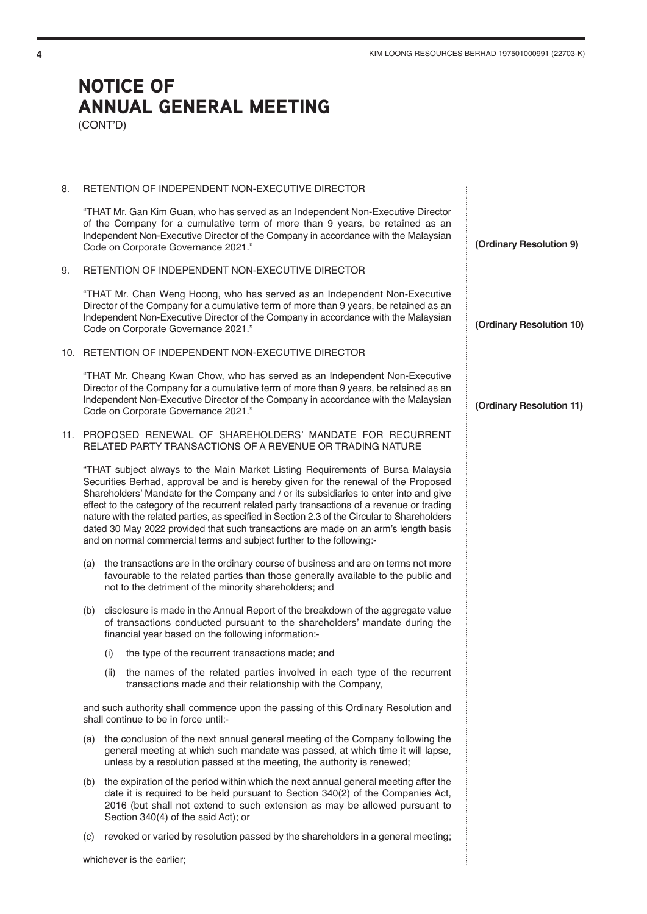# NOTICE OF ANNUAL GENERAL MEETING
(CONT'D)

8. RETENTION OF INDEPENDENT NON-EXECUTIVE DIRECTOR

   "THAT Mr. Gan Kim Guan, who has served as an Independent Non-Executive Director of the Company for a cumulative term of more than 9 years, be retained as an Independent Non-Executive Director of the Company in accordance with the Malaysian Code on Corporate Governance 2021." **(Ordinary Resolution 9)**

9. RETENTION OF INDEPENDENT NON-EXECUTIVE DIRECTOR

   "THAT Mr. Chan Weng Hoong, who has served as an Independent Non-Executive Director of the Company for a cumulative term of more than 9 years, be retained as an Independent Non-Executive Director of the Company in accordance with the Malaysian Code on Corporate Governance 2021." **(Ordinary Resolution 10)**

10. RETENTION OF INDEPENDENT NON-EXECUTIVE DIRECTOR

    "THAT Mr. Cheang Kwan Chow, who has served as an Independent Non-Executive Director of the Company for a cumulative term of more than 9 years, be retained as an Independent Non-Executive Director of the Company in accordance with the Malaysian Code on Corporate Governance 2021." **(Ordinary Resolution 11)**

11. PROPOSED RENEWAL OF SHAREHOLDERS' MANDATE FOR RECURRENT RELATED PARTY TRANSACTIONS OF A REVENUE OR TRADING NATURE

    "THAT subject always to the Main Market Listing Requirements of Bursa Malaysia Securities Berhad, approval be and is hereby given for the renewal of the Proposed Shareholders' Mandate for the Company and / or its subsidiaries to enter into and give effect to the category of the recurrent related party transactions of a revenue or trading nature with the related parties, as specified in Section 2.3 of the Circular to Shareholders dated 30 May 2022 provided that such transactions are made on an arm's length basis and on normal commercial terms and subject further to the following:-

    (a) the transactions are in the ordinary course of business and are on terms not more favourable to the related parties than those generally available to the public and not to the detriment of the minority shareholders; and

    (b) disclosure is made in the Annual Report of the breakdown of the aggregate value of transactions conducted pursuant to the shareholders' mandate during the financial year based on the following information:-

       (i) the type of the recurrent transactions made; and

       (ii) the names of the related parties involved in each type of the recurrent transactions made and their relationship with the Company,

    and such authority shall commence upon the passing of this Ordinary Resolution and shall continue to be in force until:-

    (a) the conclusion of the next annual general meeting of the Company following the general meeting at which such mandate was passed, at which time it will lapse, unless by a resolution passed at the meeting, the authority is renewed;

    (b) the expiration of the period within which the next annual general meeting after the date it is required to be held pursuant to Section 340(2) of the Companies Act, 2016 (but shall not extend to such extension as may be allowed pursuant to Section 340(4) of the said Act); or

    (c) revoked or varied by resolution passed by the shareholders in a general meeting;

    whichever is the earlier;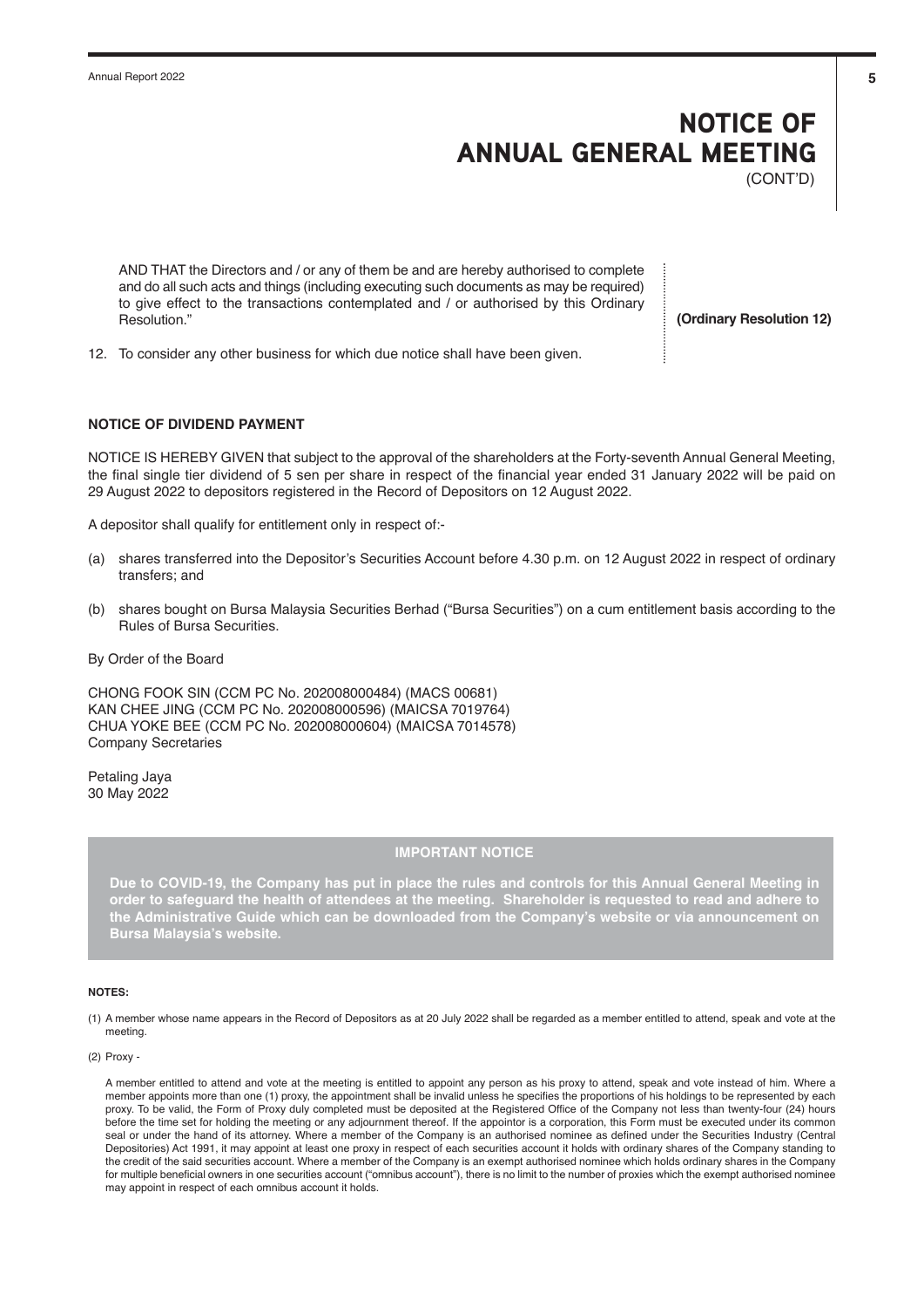# NOTICE OF ANNUAL GENERAL MEETING

(CONT'D)

AND THAT the Directors and / or any of them be and are hereby authorised to complete and do all such acts and things (including executing such documents as may be required) to give effect to the transactions contemplated and / or authorised by this Ordinary Resolution." **(Ordinary Resolution 12)**

12. To consider any other business for which due notice shall have been given.

**NOTICE OF DIVIDEND PAYMENT**

NOTICE IS HEREBY GIVEN that subject to the approval of the shareholders at the Forty-seventh Annual General Meeting, the final single tier dividend of 5 sen per share in respect of the financial year ended 31 January 2022 will be paid on 29 August 2022 to depositors registered in the Record of Depositors on 12 August 2022.

A depositor shall qualify for entitlement only in respect of:-

(a) shares transferred into the Depositor's Securities Account before 4.30 p.m. on 12 August 2022 in respect of ordinary transfers; and

(b) shares bought on Bursa Malaysia Securities Berhad ("Bursa Securities") on a cum entitlement basis according to the Rules of Bursa Securities.

By Order of the Board

CHONG FOOK SIN (CCM PC No. 202008000484) (MACS 00681)
KAN CHEE JING (CCM PC No. 202008000596) (MAICSA 7019764)
CHUA YOKE BEE (CCM PC No. 202008000604) (MAICSA 7014578)
Company Secretaries

Petaling Jaya
30 May 2022

**IMPORTANT NOTICE**

**Due to COVID-19, the Company has put in place the rules and controls for this Annual General Meeting in order to safeguard the health of attendees at the meeting. Shareholder is requested to read and adhere to the Administrative Guide which can be downloaded from the Company's website or via announcement on Bursa Malaysia's website.**

**NOTES:**

(1) A member whose name appears in the Record of Depositors as at 20 July 2022 shall be regarded as a member entitled to attend, speak and vote at the meeting.

(2) Proxy -

A member entitled to attend and vote at the meeting is entitled to appoint any person as his proxy to attend, speak and vote instead of him. Where a member appoints more than one (1) proxy, the appointment shall be invalid unless he specifies the proportions of his holdings to be represented by each proxy. To be valid, the Form of Proxy duly completed must be deposited at the Registered Office of the Company not less than twenty-four (24) hours before the time set for holding the meeting or any adjournment thereof. If the appointor is a corporation, this Form must be executed under its common seal or under the hand of its attorney. Where a member of the Company is an authorised nominee as defined under the Securities Industry (Central Depositories) Act 1991, it may appoint at least one proxy in respect of each securities account it holds with ordinary shares of the Company standing to the credit of the said securities account. Where a member of the Company is an exempt authorised nominee which holds ordinary shares in the Company for multiple beneficial owners in one securities account ("omnibus account"), there is no limit to the number of proxies which the exempt authorised nominee may appoint in respect of each omnibus account it holds.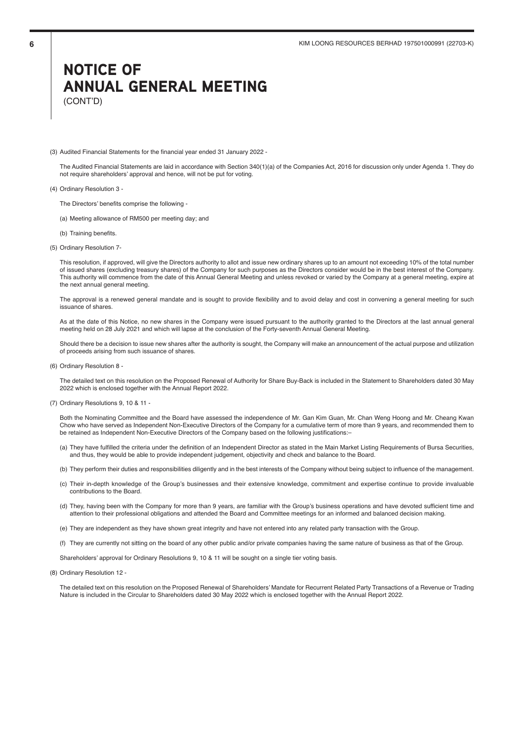# NOTICE OF ANNUAL GENERAL MEETING

(CONT'D)

(3) Audited Financial Statements for the financial year ended 31 January 2022 -

The Audited Financial Statements are laid in accordance with Section 340(1)(a) of the Companies Act, 2016 for discussion only under Agenda 1. They do not require shareholders' approval and hence, will not be put for voting.

(4) Ordinary Resolution 3 -

The Directors' benefits comprise the following -

(a) Meeting allowance of RM500 per meeting day; and

(b) Training benefits.

(5) Ordinary Resolution 7-

This resolution, if approved, will give the Directors authority to allot and issue new ordinary shares up to an amount not exceeding 10% of the total number of issued shares (excluding treasury shares) of the Company for such purposes as the Directors consider would be in the best interest of the Company. This authority will commence from the date of this Annual General Meeting and unless revoked or varied by the Company at a general meeting, expire at the next annual general meeting.

The approval is a renewed general mandate and is sought to provide flexibility and to avoid delay and cost in convening a general meeting for such issuance of shares.

As at the date of this Notice, no new shares in the Company were issued pursuant to the authority granted to the Directors at the last annual general meeting held on 28 July 2021 and which will lapse at the conclusion of the Forty-seventh Annual General Meeting.

Should there be a decision to issue new shares after the authority is sought, the Company will make an announcement of the actual purpose and utilization of proceeds arising from such issuance of shares.

(6) Ordinary Resolution 8 -

The detailed text on this resolution on the Proposed Renewal of Authority for Share Buy-Back is included in the Statement to Shareholders dated 30 May 2022 which is enclosed together with the Annual Report 2022.

(7) Ordinary Resolutions 9, 10 & 11 -

Both the Nominating Committee and the Board have assessed the independence of Mr. Gan Kim Guan, Mr. Chan Weng Hoong and Mr. Cheang Kwan Chow who have served as Independent Non-Executive Directors of the Company for a cumulative term of more than 9 years, and recommended them to be retained as Independent Non-Executive Directors of the Company based on the following justifications:–

(a) They have fulfilled the criteria under the definition of an Independent Director as stated in the Main Market Listing Requirements of Bursa Securities, and thus, they would be able to provide independent judgement, objectivity and check and balance to the Board.

(b) They perform their duties and responsibilities diligently and in the best interests of the Company without being subject to influence of the management.

(c) Their in-depth knowledge of the Group's businesses and their extensive knowledge, commitment and expertise continue to provide invaluable contributions to the Board.

(d) They, having been with the Company for more than 9 years, are familiar with the Group's business operations and have devoted sufficient time and attention to their professional obligations and attended the Board and Committee meetings for an informed and balanced decision making.

(e) They are independent as they have shown great integrity and have not entered into any related party transaction with the Group.

(f) They are currently not sitting on the board of any other public and/or private companies having the same nature of business as that of the Group.

Shareholders' approval for Ordinary Resolutions 9, 10 & 11 will be sought on a single tier voting basis.

(8) Ordinary Resolution 12 -

The detailed text on this resolution on the Proposed Renewal of Shareholders' Mandate for Recurrent Related Party Transactions of a Revenue or Trading Nature is included in the Circular to Shareholders dated 30 May 2022 which is enclosed together with the Annual Report 2022.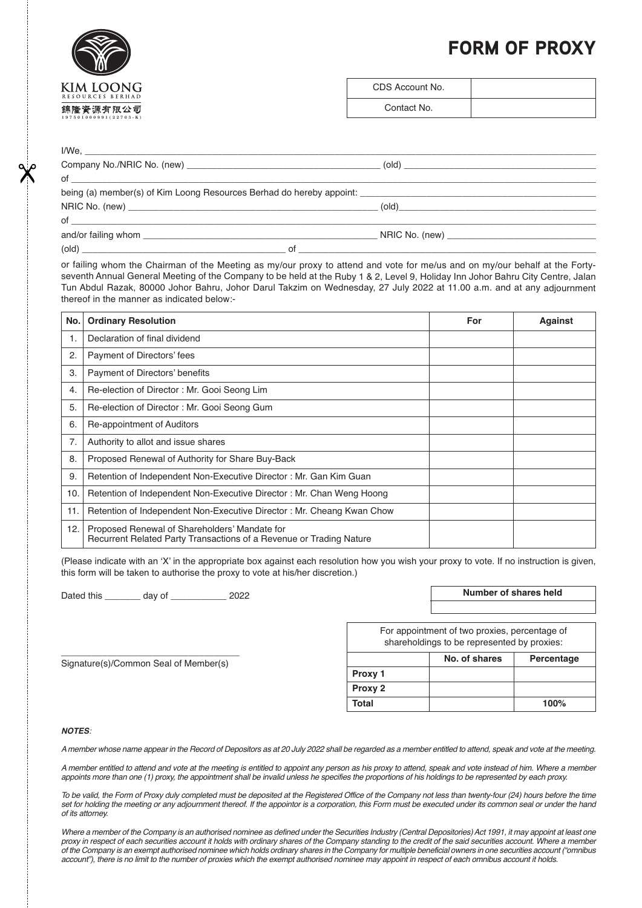KIM LOONG
RESOURCES BERHAD
錦隆資源有限公司
197501000991(22703-K)

# FORM OF PROXY

| CDS Account No. | |
|---|---|
| Contact No. | |

I/We, ______________________________________________________________________________

Company No./NRIC No. (new) ________________________________ (old) ________________________________

of ______________________________________________________________________________

being (a) member(s) of Kim Loong Resources Berhad do hereby appoint: ________________________________

NRIC No. (new) ________________________________ (old) ________________________________

of ______________________________________________________________________________

and/or failing whom ________________________________ NRIC No. (new) ________________________________

(old) ________________________________ of ________________________________

or failing whom the Chairman of the Meeting as my/our proxy to attend and vote for me/us and on my/our behalf at the Forty-seventh Annual General Meeting of the Company to be held at the Ruby 1 & 2, Level 9, Holiday Inn Johor Bahru City Centre, Jalan Tun Abdul Razak, 80000 Johor Bahru, Johor Darul Takzim on Wednesday, 27 July 2022 at 11.00 a.m. and at any adjournment thereof in the manner as indicated below:-

| No. | Ordinary Resolution | For | Against |
|---|---|---|---|
| 1. | Declaration of final dividend | | |
| 2. | Payment of Directors' fees | | |
| 3. | Payment of Directors' benefits | | |
| 4. | Re-election of Director : Mr. Gooi Seong Lim | | |
| 5. | Re-election of Director : Mr. Gooi Seong Gum | | |
| 6. | Re-appointment of Auditors | | |
| 7. | Authority to allot and issue shares | | |
| 8. | Proposed Renewal of Authority for Share Buy-Back | | |
| 9. | Retention of Independent Non-Executive Director : Mr. Gan Kim Guan | | |
| 10. | Retention of Independent Non-Executive Director : Mr. Chan Weng Hoong | | |
| 11. | Retention of Independent Non-Executive Director : Mr. Cheang Kwan Chow | | |
| 12. | Proposed Renewal of Shareholders' Mandate for Recurrent Related Party Transactions of a Revenue or Trading Nature | | |

(Please indicate with an 'X' in the appropriate box against each resolution how you wish your proxy to vote. If no instruction is given, this form will be taken to authorise the proxy to vote at his/her discretion.)

Dated this _______ day of ___________ 2022

| Number of shares held |
|---|
| |

________________________________

Signature(s)/Common Seal of Member(s)

| For appointment of two proxies, percentage of shareholdings to be represented by proxies: | | |
|---|---|---|
| | No. of shares | Percentage |
| Proxy 1 | | |
| Proxy 2 | | |
| Total | | 100% |

***NOTES:***

*A member whose name appear in the Record of Depositors as at 20 July 2022 shall be regarded as a member entitled to attend, speak and vote at the meeting.*

*A member entitled to attend and vote at the meeting is entitled to appoint any person as his proxy to attend, speak and vote instead of him. Where a member appoints more than one (1) proxy, the appointment shall be invalid unless he specifies the proportions of his holdings to be represented by each proxy.*

*To be valid, the Form of Proxy duly completed must be deposited at the Registered Office of the Company not less than twenty-four (24) hours before the time set for holding the meeting or any adjournment thereof. If the appointor is a corporation, this Form must be executed under its common seal or under the hand of its attorney.*

*Where a member of the Company is an authorised nominee as defined under the Securities Industry (Central Depositories) Act 1991, it may appoint at least one proxy in respect of each securities account it holds with ordinary shares of the Company standing to the credit of the said securities account. Where a member of the Company is an exempt authorised nominee which holds ordinary shares in the Company for multiple beneficial owners in one securities account ("omnibus account"), there is no limit to the number of proxies which the exempt authorised nominee may appoint in respect of each omnibus account it holds.*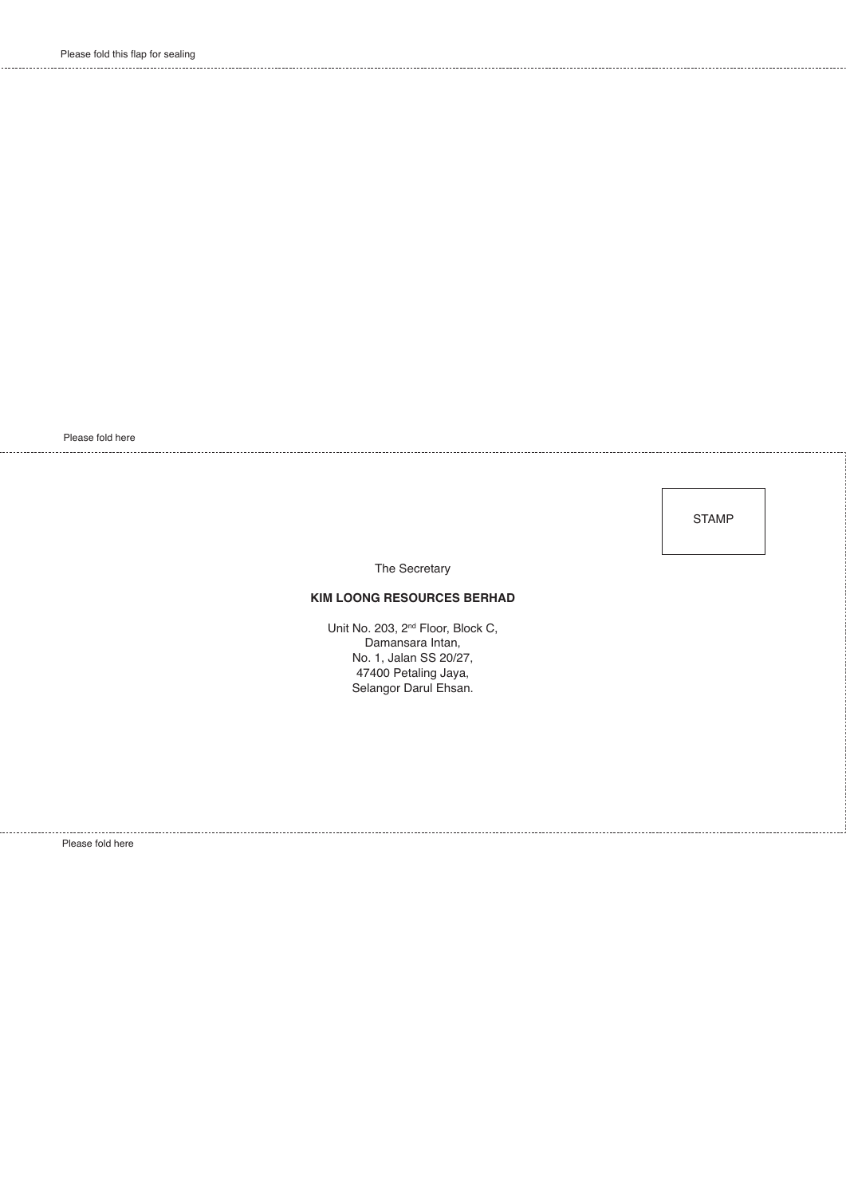Please fold this flap for sealing

Please fold here

STAMP

The Secretary

**KIM LOONG RESOURCES BERHAD**

Unit No. 203, 2nd Floor, Block C,
Damansara Intan,
No. 1, Jalan SS 20/27,
47400 Petaling Jaya,
Selangor Darul Ehsan.

Please fold here